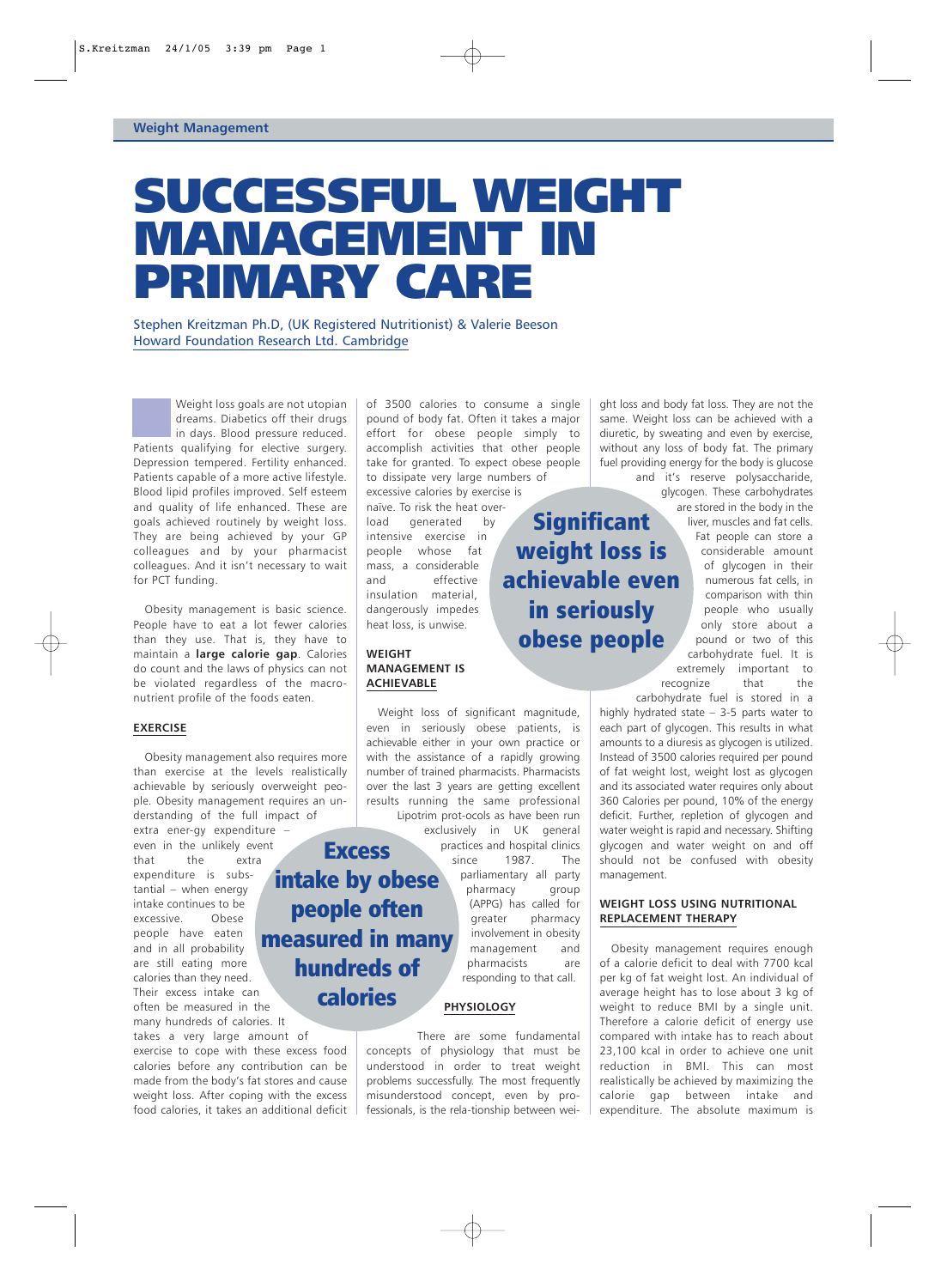# SUCCESSFUL WEIGHT MANAGEMENT IN PRIMARY CARE

Stephen Kreitzman Ph.D, (UK Registered Nutritionist) & Valerie Beeson
Howard Foundation Research Ltd. Cambridge

Weight loss goals are not utopian dreams. Diabetics off their drugs in days. Blood pressure reduced. Patients qualifying for elective surgery. Depression tempered. Fertility enhanced. Patients capable of a more active lifestyle. Blood lipid profiles improved. Self esteem and quality of life enhanced. These are goals achieved routinely by weight loss. They are being achieved by your GP colleagues and by your pharmacist colleagues. And it isn't necessary to wait for PCT funding.

Obesity management is basic science. People have to eat a lot fewer calories than they use. That is, they have to maintain a **large calorie gap**. Calories do count and the laws of physics can not be violated regardless of the macronutrient profile of the foods eaten.

## EXERCISE

Obesity management also requires more than exercise at the levels realistically achievable by seriously overweight people. Obesity management requires an understanding of the full impact of extra energy expenditure – even in the unlikely event that the extra expenditure is substantial – when energy intake continues to be excessive. Obese people have eaten and in all probability are still eating more calories than they need. Their excess intake can often be measured in the many hundreds of calories. It takes a very large amount of exercise to cope with these excess food calories before any contribution can be made from the body's fat stores and cause weight loss. After coping with the excess food calories, it takes an additional deficit of 3500 calories to consume a single pound of body fat. Often it takes a major effort for obese people simply to accomplish activities that other people take for granted. To expect obese people to dissipate very large numbers of excessive calories by exercise is naïve. To risk the heat overload generated by intensive exercise in people whose fat mass, a considerable and effective insulation material, dangerously impedes heat loss, is unwise.

> **Excess intake by obese people often measured in many hundreds of calories**

## WEIGHT MANAGEMENT IS ACHIEVABLE

Weight loss of significant magnitude, even in seriously obese patients, is achievable either in your own practice or with the assistance of a rapidly growing number of trained pharmacists. Pharmacists over the last 3 years are getting excellent results running the same professional Lipotrim protocols as have been run exclusively in UK general practices and hospital clinics since 1987. The parliamentary all party pharmacy group (APPG) has called for greater pharmacy involvement in obesity management and pharmacists are responding to that call.

> **Significant weight loss is achievable even in seriously obese people**

## PHYSIOLOGY

There are some fundamental concepts of physiology that must be understood in order to treat weight problems successfully. The most frequently misunderstood concept, even by professionals, is the relationship between weight loss and body fat loss. They are not the same. Weight loss can be achieved with a diuretic, by sweating and even by exercise, without any loss of body fat. The primary fuel providing energy for the body is glucose and it's reserve polysaccharide, glycogen. These carbohydrates are stored in the body in the liver, muscles and fat cells. Fat people can store a considerable amount of glycogen in their numerous fat cells, in comparison with thin people who usually only store about a pound or two of this carbohydrate fuel. It is extremely important to recognize that the carbohydrate fuel is stored in a highly hydrated state – 3-5 parts water to each part of glycogen. This results in what amounts to a diuresis as glycogen is utilized. Instead of 3500 calories required per pound of fat weight lost, weight lost as glycogen and its associated water requires only about 360 Calories per pound, 10% of the energy deficit. Further, repletion of glycogen and water weight is rapid and necessary. Shifting glycogen and water weight on and off should not be confused with obesity management.

## WEIGHT LOSS USING NUTRITIONAL REPLACEMENT THERAPY

Obesity management requires enough of a calorie deficit to deal with 7700 kcal per kg of fat weight lost. An individual of average height has to lose about 3 kg of weight to reduce BMI by a single unit. Therefore a calorie deficit of energy use compared with intake has to reach about 23,100 kcal in order to achieve one unit reduction in BMI. This can most realistically be achieved by maximizing the calorie gap between intake and expenditure. The absolute maximum is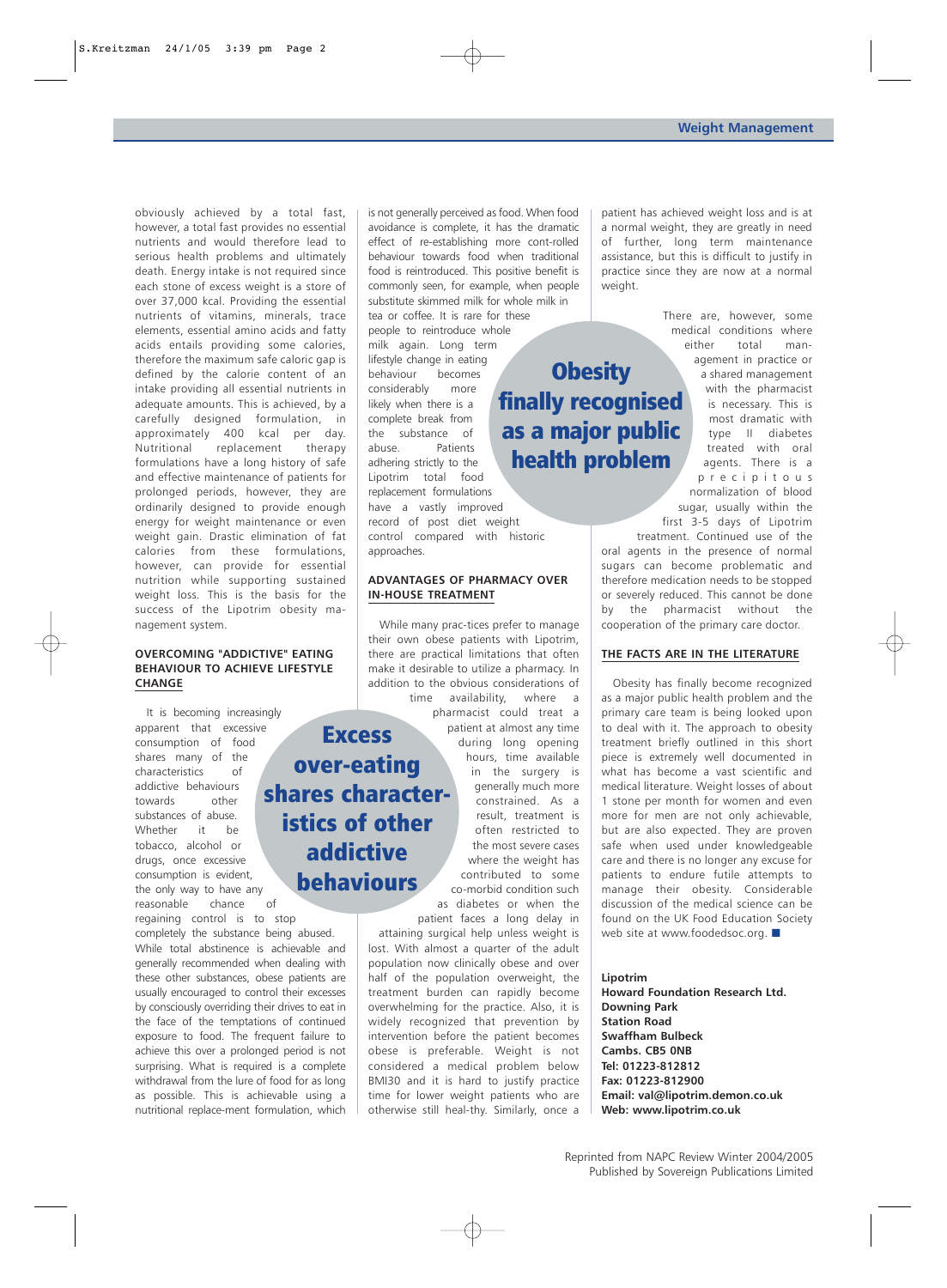obviously achieved by a total fast, however, a total fast provides no essential nutrients and would therefore lead to serious health problems and ultimately death. Energy intake is not required since each stone of excess weight is a store of over 37,000 kcal. Providing the essential nutrients of vitamins, minerals, trace elements, essential amino acids and fatty acids entails providing some calories, therefore the maximum safe caloric gap is defined by the calorie content of an intake providing all essential nutrients in adequate amounts. This is achieved, by a carefully designed formulation, in approximately 400 kcal per day. Nutritional replacement therapy formulations have a long history of safe and effective maintenance of patients for prolonged periods, however, they are ordinarily designed to provide enough energy for weight maintenance or even weight gain. Drastic elimination of fat calories from these formulations, however, can provide for essential nutrition while supporting sustained weight loss. This is the basis for the success of the Lipotrim obesity management system.

### OVERCOMING "ADDICTIVE" EATING BEHAVIOUR TO ACHIEVE LIFESTYLE CHANGE

It is becoming increasingly apparent that excessive consumption of food shares many of the characteristics of addictive behaviours towards other substances of abuse. Whether it be tobacco, alcohol or drugs, once excessive consumption is evident, the only way to have any reasonable chance of regaining control is to stop completely the substance being abused. While total abstinence is achievable and generally recommended when dealing with these other substances, obese patients are usually encouraged to control their excesses by consciously overriding their drives to eat in the face of the temptations of continued exposure to food. The frequent failure to achieve this over a prolonged period is not surprising. What is required is a complete withdrawal from the lure of food for as long as possible. This is achievable using a nutritional replace-ment formulation, which is not generally perceived as food. When food avoidance is complete, it has the dramatic effect of re-establishing more cont-rolled behaviour towards food when traditional food is reintroduced. This positive benefit is commonly seen, for example, when people substitute skimmed milk for whole milk in tea or coffee. It is rare for these people to reintroduce whole milk again. Long term lifestyle change in eating behaviour becomes considerably more likely when there is a complete break from the substance of abuse. Patients adhering strictly to the Lipotrim total food replacement formulations have a vastly improved record of post diet weight control compared with historic approaches.

**Excess over-eating shares characteristics of other addictive behaviours**

### ADVANTAGES OF PHARMACY OVER IN-HOUSE TREATMENT

While many prac-tices prefer to manage their own obese patients with Lipotrim, there are practical limitations that often make it desirable to utilize a pharmacy. In addition to the obvious considerations of time availability, where a pharmacist could treat a patient at almost any time during long opening hours, time available in the surgery is generally much more constrained. As a result, treatment is often restricted to the most severe cases where the weight has contributed to some co-morbid condition such as diabetes or when the patient faces a long delay in attaining surgical help unless weight is lost. With almost a quarter of the adult population now clinically obese and over half of the population overweight, the treatment burden can rapidly become overwhelming for the practice. Also, it is widely recognized that prevention by intervention before the patient becomes obese is preferable. Weight is not considered a medical problem below BMI30 and it is hard to justify practice time for lower weight patients who are otherwise still heal-thy. Similarly, once a patient has achieved weight loss and is at a normal weight, they are greatly in need of further, long term maintenance assistance, but this is difficult to justify in practice since they are now at a normal weight.

**Obesity finally recognised as a major public health problem**

There are, however, some medical conditions where either total management in practice or a shared management with the pharmacist is necessary. This is most dramatic with type II diabetes treated with oral agents. There is a precipitous normalization of blood sugar, usually within the first 3-5 days of Lipotrim treatment. Continued use of the oral agents in the presence of normal sugars can become problematic and therefore medication needs to be stopped or severely reduced. This cannot be done by the pharmacist without the cooperation of the primary care doctor.

### THE FACTS ARE IN THE LITERATURE

Obesity has finally become recognized as a major public health problem and the primary care team is being looked upon to deal with it. The approach to obesity treatment briefly outlined in this short piece is extremely well documented in what has become a vast scientific and medical literature. Weight losses of about 1 stone per month for women and even more for men are not only achievable, but are also expected. They are proven safe when used under knowledgeable care and there is no longer any excuse for patients to endure futile attempts to manage their obesity. Considerable discussion of the medical science can be found on the UK Food Education Society web site at www.foodedsoc.org. ■

**Lipotrim**
**Howard Foundation Research Ltd.**
**Downing Park**
**Station Road**
**Swaffham Bulbeck**
**Cambs. CB5 0NB**
**Tel: 01223-812812**
**Fax: 01223-812900**
**Email: val@lipotrim.demon.co.uk**
**Web: www.lipotrim.co.uk**

Reprinted from NAPC Review Winter 2004/2005
Published by Sovereign Publications Limited